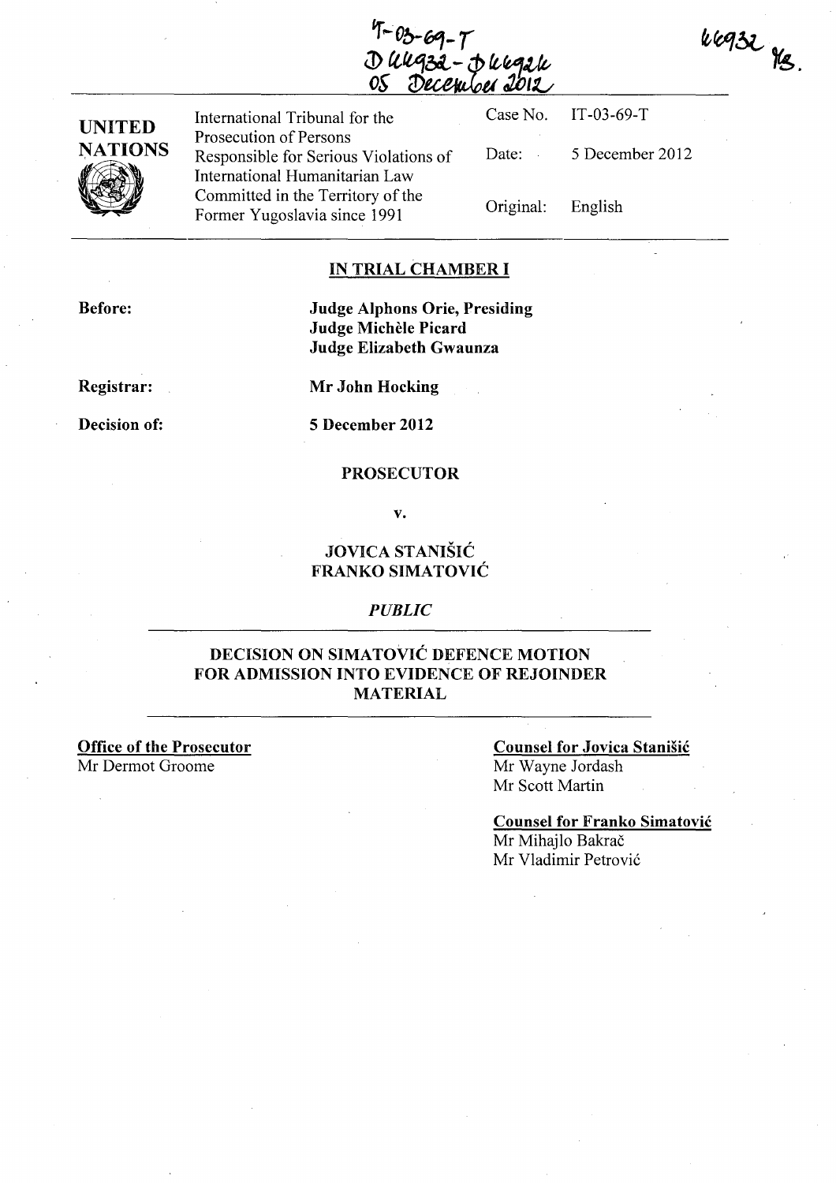IT-03-69-T
D 44932 - D 44926
05 December 2012

44932 YS.

| UNITED NATIONS | International Tribunal for the Prosecution of Persons Responsible for Serious Violations of International Humanitarian Law Committed in the Territory of the Former Yugoslavia since 1991 | Case No. | IT-03-69-T |
|---|---|---|---|
| | | Date: | 5 December 2012 |
| | | Original: | English |

**IN TRIAL CHAMBER I**

**Before:** **Judge Alphons Orie, Presiding**
**Judge Michèle Picard**
**Judge Elizabeth Gwaunza**

**Registrar:** **Mr John Hocking**

**Decision of:** **5 December 2012**

**PROSECUTOR**

**v.**

**JOVICA STANIŠIĆ**
**FRANKO SIMATOVIĆ**

*PUBLIC*

**DECISION ON SIMATOVIĆ DEFENCE MOTION FOR ADMISSION INTO EVIDENCE OF REJOINDER MATERIAL**

**Office of the Prosecutor**
Mr Dermot Groome

**Counsel for Jovica Stanišić**
Mr Wayne Jordash
Mr Scott Martin

**Counsel for Franko Simatović**
Mr Mihajlo Bakrač
Mr Vladimir Petrović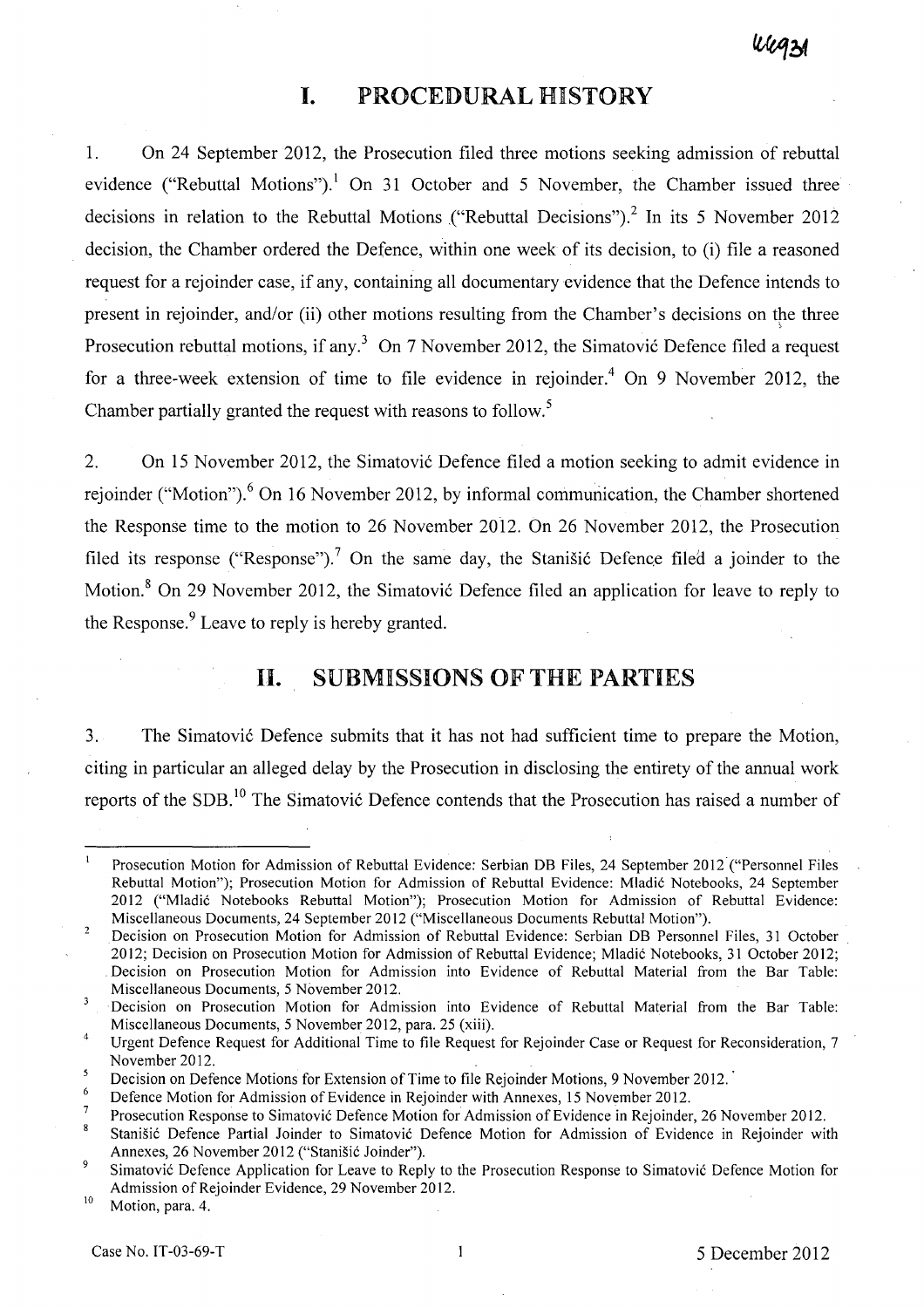# I. PROCEDURAL HISTORY

1. On 24 September 2012, the Prosecution filed three motions seeking admission of rebuttal evidence ("Rebuttal Motions").[1] On 31 October and 5 November, the Chamber issued three decisions in relation to the Rebuttal Motions ("Rebuttal Decisions").[2] In its 5 November 2012 decision, the Chamber ordered the Defence, within one week of its decision, to (i) file a reasoned request for a rejoinder case, if any, containing all documentary evidence that the Defence intends to present in rejoinder, and/or (ii) other motions resulting from the Chamber's decisions on the three Prosecution rebuttal motions, if any.[3] On 7 November 2012, the Simatović Defence filed a request for a three-week extension of time to file evidence in rejoinder.[4] On 9 November 2012, the Chamber partially granted the request with reasons to follow.[5]

2. On 15 November 2012, the Simatović Defence filed a motion seeking to admit evidence in rejoinder ("Motion").[6] On 16 November 2012, by informal communication, the Chamber shortened the Response time to the motion to 26 November 2012. On 26 November 2012, the Prosecution filed its response ("Response").[7] On the same day, the Stanišić Defence filed a joinder to the Motion.[8] On 29 November 2012, the Simatović Defence filed an application for leave to reply to the Response.[9] Leave to reply is hereby granted.

# II. SUBMISSIONS OF THE PARTIES

3. The Simatović Defence submits that it has not had sufficient time to prepare the Motion, citing in particular an alleged delay by the Prosecution in disclosing the entirety of the annual work reports of the SDB.[10] The Simatović Defence contends that the Prosecution has raised a number of

---

[1] Prosecution Motion for Admission of Rebuttal Evidence: Serbian DB Files, 24 September 2012 ("Personnel Files Rebuttal Motion"); Prosecution Motion for Admission of Rebuttal Evidence: Mladić Notebooks, 24 September 2012 ("Mladić Notebooks Rebuttal Motion"); Prosecution Motion for Admission of Rebuttal Evidence: Miscellaneous Documents, 24 September 2012 ("Miscellaneous Documents Rebuttal Motion").

[2] Decision on Prosecution Motion for Admission of Rebuttal Evidence: Serbian DB Personnel Files, 31 October 2012; Decision on Prosecution Motion for Admission of Rebuttal Evidence; Mladić Notebooks, 31 October 2012; Decision on Prosecution Motion for Admission into Evidence of Rebuttal Material from the Bar Table: Miscellaneous Documents, 5 November 2012.

[3] Decision on Prosecution Motion for Admission into Evidence of Rebuttal Material from the Bar Table: Miscellaneous Documents, 5 November 2012, para. 25 (xiii).

[4] Urgent Defence Request for Additional Time to file Request for Rejoinder Case or Request for Reconsideration, 7 November 2012.

[5] Decision on Defence Motions for Extension of Time to file Rejoinder Motions, 9 November 2012.

[6] Defence Motion for Admission of Evidence in Rejoinder with Annexes, 15 November 2012.

[7] Prosecution Response to Simatović Defence Motion for Admission of Evidence in Rejoinder, 26 November 2012.

[8] Stanišić Defence Partial Joinder to Simatović Defence Motion for Admission of Evidence in Rejoinder with Annexes, 26 November 2012 ("Stanišić Joinder").

[9] Simatović Defence Application for Leave to Reply to the Prosecution Response to Simatović Defence Motion for Admission of Rejoinder Evidence, 29 November 2012.

[10] Motion, para. 4.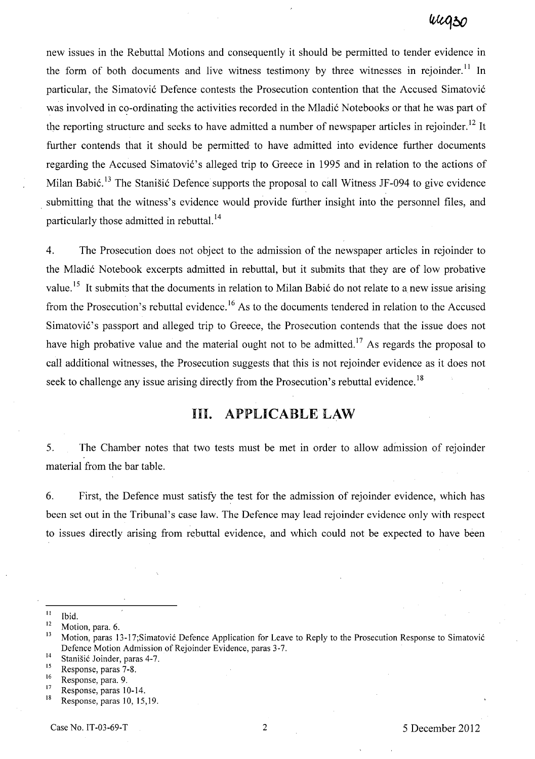new issues in the Rebuttal Motions and consequently it should be permitted to tender evidence in the form of both documents and live witness testimony by three witnesses in rejoinder.[11] In particular, the Simatović Defence contests the Prosecution contention that the Accused Simatović was involved in co-ordinating the activities recorded in the Mladić Notebooks or that he was part of the reporting structure and seeks to have admitted a number of newspaper articles in rejoinder.[12] It further contends that it should be permitted to have admitted into evidence further documents regarding the Accused Simatović's alleged trip to Greece in 1995 and in relation to the actions of Milan Babić.[13] The Stanišić Defence supports the proposal to call Witness JF-094 to give evidence submitting that the witness's evidence would provide further insight into the personnel files, and particularly those admitted in rebuttal.[14]

4. The Prosecution does not object to the admission of the newspaper articles in rejoinder to the Mladić Notebook excerpts admitted in rebuttal, but it submits that they are of low probative value.[15] It submits that the documents in relation to Milan Babić do not relate to a new issue arising from the Prosecution's rebuttal evidence.[16] As to the documents tendered in relation to the Accused Simatović's passport and alleged trip to Greece, the Prosecution contends that the issue does not have high probative value and the material ought not to be admitted.[17] As regards the proposal to call additional witnesses, the Prosecution suggests that this is not rejoinder evidence as it does not seek to challenge any issue arising directly from the Prosecution's rebuttal evidence.[18]

## III. APPLICABLE LAW

5. The Chamber notes that two tests must be met in order to allow admission of rejoinder material from the bar table.

6. First, the Defence must satisfy the test for the admission of rejoinder evidence, which has been set out in the Tribunal's case law. The Defence may lead rejoinder evidence only with respect to issues directly arising from rebuttal evidence, and which could not be expected to have been

---

[11] Ibid.

[12] Motion, para. 6.

[13] Motion, paras 13-17;Simatović Defence Application for Leave to Reply to the Prosecution Response to Simatović Defence Motion Admission of Rejoinder Evidence, paras 3-7.

[14] Stanišić Joinder, paras 4-7.

[15] Response, paras 7-8.

[16] Response, para. 9.

[17] Response, paras 10-14.

[18] Response, paras 10, 15,19.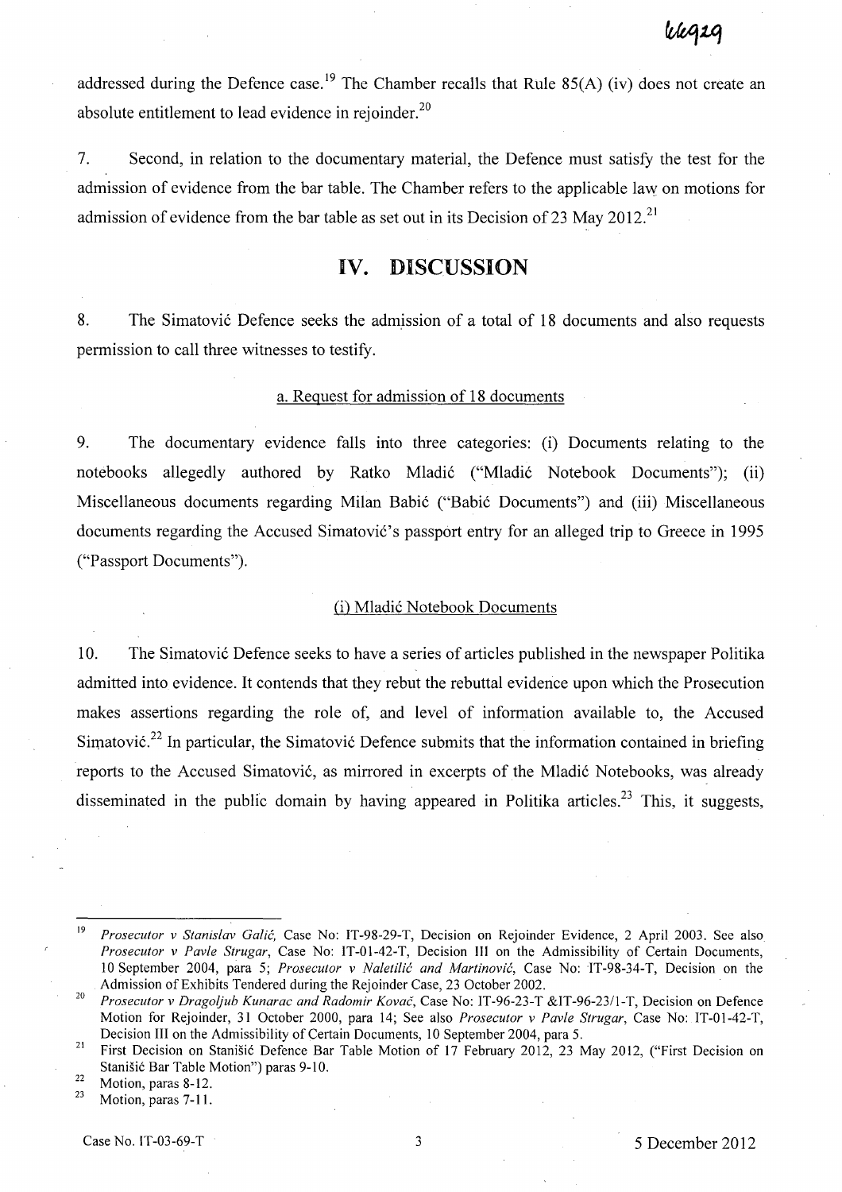addressed during the Defence case.[19] The Chamber recalls that Rule 85(A) (iv) does not create an absolute entitlement to lead evidence in rejoinder.[20]

7. Second, in relation to the documentary material, the Defence must satisfy the test for the admission of evidence from the bar table. The Chamber refers to the applicable law on motions for admission of evidence from the bar table as set out in its Decision of 23 May 2012.[21]

# IV. DISCUSSION

8. The Simatović Defence seeks the admission of a total of 18 documents and also requests permission to call three witnesses to testify.

## a. Request for admission of 18 documents

9. The documentary evidence falls into three categories: (i) Documents relating to the notebooks allegedly authored by Ratko Mladić ("Mladić Notebook Documents"); (ii) Miscellaneous documents regarding Milan Babić ("Babić Documents") and (iii) Miscellaneous documents regarding the Accused Simatović's passport entry for an alleged trip to Greece in 1995 ("Passport Documents").

### (i) Mladić Notebook Documents

10. The Simatović Defence seeks to have a series of articles published in the newspaper Politika admitted into evidence. It contends that they rebut the rebuttal evidence upon which the Prosecution makes assertions regarding the role of, and level of information available to, the Accused Simatović.[22] In particular, the Simatović Defence submits that the information contained in briefing reports to the Accused Simatović, as mirrored in excerpts of the Mladić Notebooks, was already disseminated in the public domain by having appeared in Politika articles.[23] This, it suggests,

---

[19] *Prosecutor v Stanislav Galić*, Case No: IT-98-29-T, Decision on Rejoinder Evidence, 2 April 2003. See also *Prosecutor v Pavle Strugar*, Case No: IT-01-42-T, Decision III on the Admissibility of Certain Documents, 10 September 2004, para 5; *Prosecutor v Naletilić and Martinović*, Case No: IT-98-34-T, Decision on the Admission of Exhibits Tendered during the Rejoinder Case, 23 October 2002.

[20] *Prosecutor v Dragoljub Kunarac and Radomir Kovač*, Case No: IT-96-23-T &IT-96-23/1-T, Decision on Defence Motion for Rejoinder, 31 October 2000, para 14; See also *Prosecutor v Pavle Strugar*, Case No: IT-01-42-T, Decision III on the Admissibility of Certain Documents, 10 September 2004, para 5.

[21] First Decision on Stanišić Defence Bar Table Motion of 17 February 2012, 23 May 2012, ("First Decision on Stanišić Bar Table Motion") paras 9-10.

[22] Motion, paras 8-12.

[23] Motion, paras 7-11.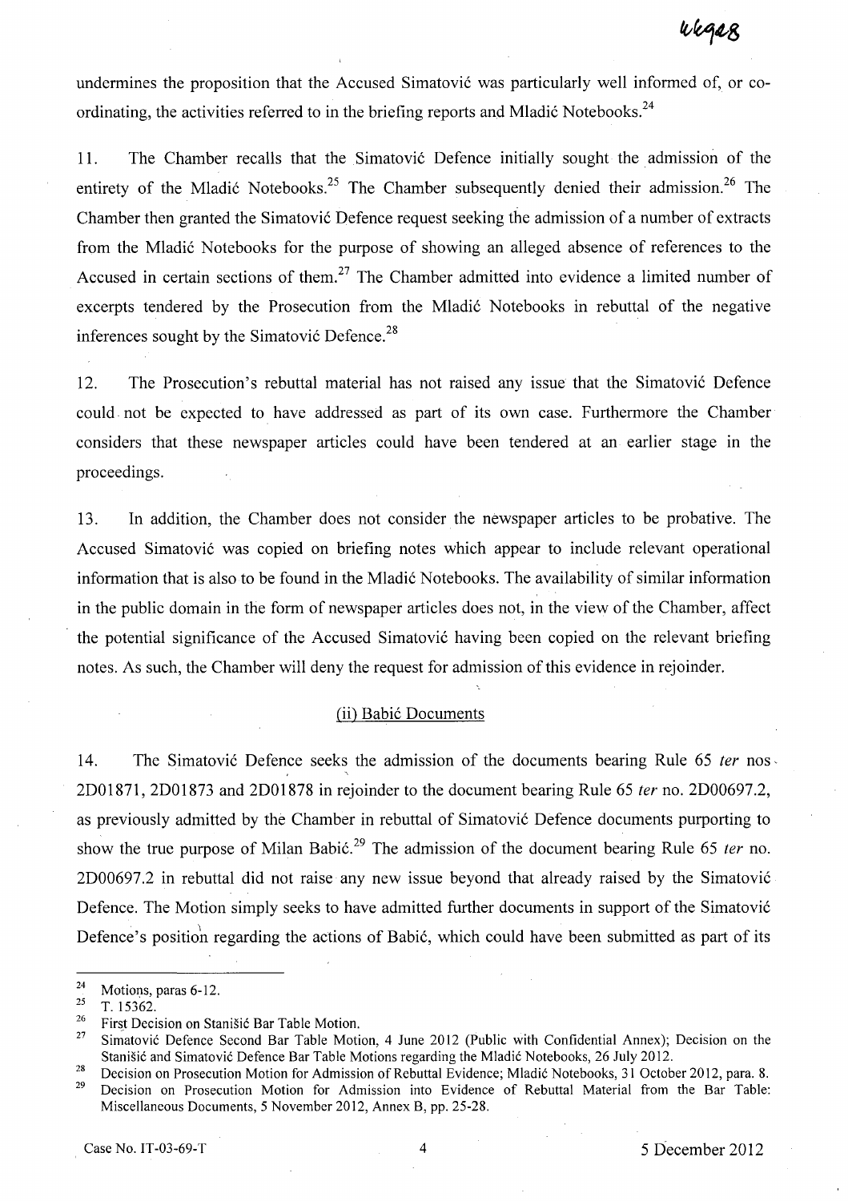undermines the proposition that the Accused Simatović was particularly well informed of, or co-ordinating, the activities referred to in the briefing reports and Mladić Notebooks.[24]

11. The Chamber recalls that the Simatović Defence initially sought the admission of the entirety of the Mladić Notebooks.[25] The Chamber subsequently denied their admission.[26] The Chamber then granted the Simatović Defence request seeking the admission of a number of extracts from the Mladić Notebooks for the purpose of showing an alleged absence of references to the Accused in certain sections of them.[27] The Chamber admitted into evidence a limited number of excerpts tendered by the Prosecution from the Mladić Notebooks in rebuttal of the negative inferences sought by the Simatović Defence.[28]

12. The Prosecution's rebuttal material has not raised any issue that the Simatović Defence could not be expected to have addressed as part of its own case. Furthermore the Chamber considers that these newspaper articles could have been tendered at an earlier stage in the proceedings.

13. In addition, the Chamber does not consider the newspaper articles to be probative. The Accused Simatović was copied on briefing notes which appear to include relevant operational information that is also to be found in the Mladić Notebooks. The availability of similar information in the public domain in the form of newspaper articles does not, in the view of the Chamber, affect the potential significance of the Accused Simatović having been copied on the relevant briefing notes. As such, the Chamber will deny the request for admission of this evidence in rejoinder.

(ii) Babić Documents

14. The Simatović Defence seeks the admission of the documents bearing Rule 65 *ter* nos. 2D01871, 2D01873 and 2D01878 in rejoinder to the document bearing Rule 65 *ter* no. 2D00697.2, as previously admitted by the Chamber in rebuttal of Simatović Defence documents purporting to show the true purpose of Milan Babić.[29] The admission of the document bearing Rule 65 *ter* no. 2D00697.2 in rebuttal did not raise any new issue beyond that already raised by the Simatović Defence. The Motion simply seeks to have admitted further documents in support of the Simatović Defence's position regarding the actions of Babić, which could have been submitted as part of its

---

[24] Motions, paras 6-12.

[25] T. 15362.

[26] First Decision on Stanišić Bar Table Motion.

[27] Simatović Defence Second Bar Table Motion, 4 June 2012 (Public with Confidential Annex); Decision on the Stanišić and Simatović Defence Bar Table Motions regarding the Mladić Notebooks, 26 July 2012.

[28] Decision on Prosecution Motion for Admission of Rebuttal Evidence; Mladić Notebooks, 31 October 2012, para. 8.

[29] Decision on Prosecution Motion for Admission into Evidence of Rebuttal Material from the Bar Table: Miscellaneous Documents, 5 November 2012, Annex B, pp. 25-28.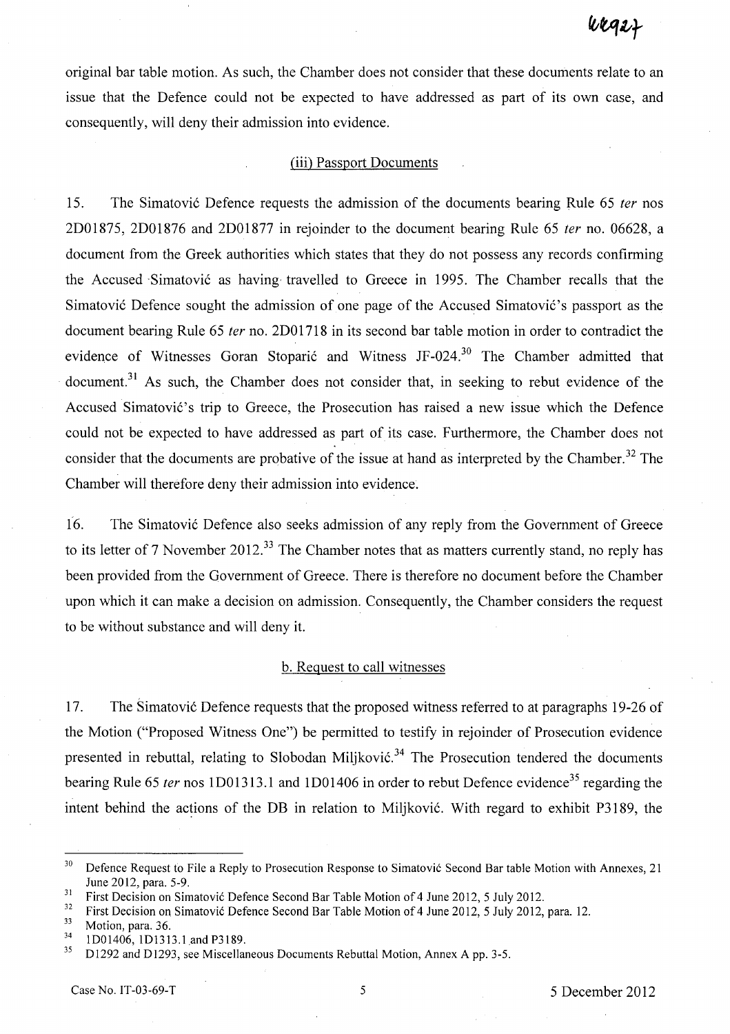original bar table motion. As such, the Chamber does not consider that these documents relate to an issue that the Defence could not be expected to have addressed as part of its own case, and consequently, will deny their admission into evidence.

### (iii) Passport Documents

15. The Simatović Defence requests the admission of the documents bearing Rule 65 *ter* nos 2D01875, 2D01876 and 2D01877 in rejoinder to the document bearing Rule 65 *ter* no. 06628, a document from the Greek authorities which states that they do not possess any records confirming the Accused Simatović as having travelled to Greece in 1995. The Chamber recalls that the Simatović Defence sought the admission of one page of the Accused Simatović's passport as the document bearing Rule 65 *ter* no. 2D01718 in its second bar table motion in order to contradict the evidence of Witnesses Goran Stoparić and Witness JF-024.[30] The Chamber admitted that document.[31] As such, the Chamber does not consider that, in seeking to rebut evidence of the Accused Simatović's trip to Greece, the Prosecution has raised a new issue which the Defence could not be expected to have addressed as part of its case. Furthermore, the Chamber does not consider that the documents are probative of the issue at hand as interpreted by the Chamber.[32] The Chamber will therefore deny their admission into evidence.

16. The Simatović Defence also seeks admission of any reply from the Government of Greece to its letter of 7 November 2012.[33] The Chamber notes that as matters currently stand, no reply has been provided from the Government of Greece. There is therefore no document before the Chamber upon which it can make a decision on admission. Consequently, the Chamber considers the request to be without substance and will deny it.

### b. Request to call witnesses

17. The Simatović Defence requests that the proposed witness referred to at paragraphs 19-26 of the Motion ("Proposed Witness One") be permitted to testify in rejoinder of Prosecution evidence presented in rebuttal, relating to Slobodan Miljković.[34] The Prosecution tendered the documents bearing Rule 65 *ter* nos 1D01313.1 and 1D01406 in order to rebut Defence evidence[35] regarding the intent behind the actions of the DB in relation to Miljković. With regard to exhibit P3189, the

---

[30] Defence Request to File a Reply to Prosecution Response to Simatović Second Bar table Motion with Annexes, 21 June 2012, para. 5-9.

[31] First Decision on Simatović Defence Second Bar Table Motion of 4 June 2012, 5 July 2012.

[32] First Decision on Simatović Defence Second Bar Table Motion of 4 June 2012, 5 July 2012, para. 12.

[33] Motion, para. 36.

[34] 1D01406, 1D1313.1 and P3189.

[35] D1292 and D1293, see Miscellaneous Documents Rebuttal Motion, Annex A pp. 3-5.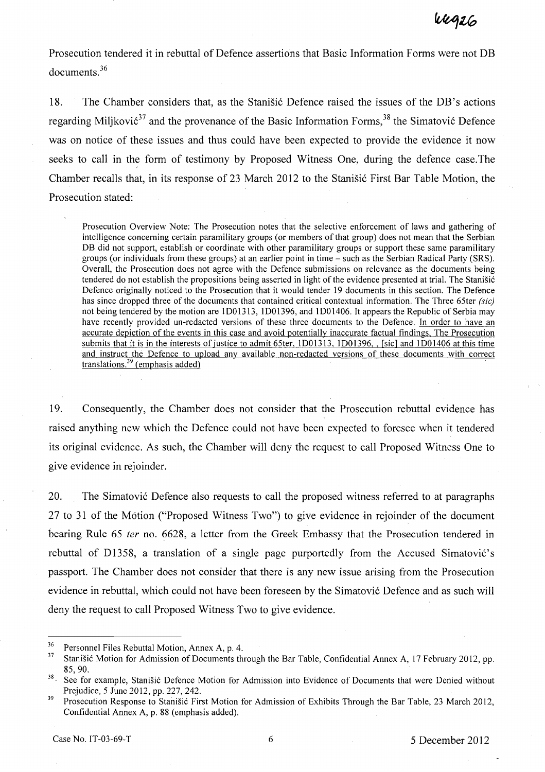Prosecution tendered it in rebuttal of Defence assertions that Basic Information Forms were not DB documents.[36]

18. The Chamber considers that, as the Stanišić Defence raised the issues of the DB's actions regarding Miljković[37] and the provenance of the Basic Information Forms,[38] the Simatović Defence was on notice of these issues and thus could have been expected to provide the evidence it now seeks to call in the form of testimony by Proposed Witness One, during the defence case.The Chamber recalls that, in its response of 23 March 2012 to the Stanišić First Bar Table Motion, the Prosecution stated:

> Prosecution Overview Note: The Prosecution notes that the selective enforcement of laws and gathering of intelligence concerning certain paramilitary groups (or members of that group) does not mean that the Serbian DB did not support, establish or coordinate with other paramilitary groups or support these same paramilitary groups (or individuals from these groups) at an earlier point in time – such as the Serbian Radical Party (SRS). Overall, the Prosecution does not agree with the Defence submissions on relevance as the documents being tendered do not establish the propositions being asserted in light of the evidence presented at trial. The Stanišić Defence originally noticed to the Prosecution that it would tender 19 documents in this section. The Defence has since dropped three of the documents that contained critical contextual information. The Three 65ter *(sic)* not being tendered by the motion are 1D01313, 1D01396, and 1D01406. It appears the Republic of Serbia may have recently provided un-redacted versions of these three documents to the Defence. <u>In order to have an accurate depiction of the events in this case and avoid potentially inaccurate factual findings. The Prosecution submits that it is in the interests of justice to admit 65ter, 1D01313, 1D01396, , [sic] and 1D01406 at this time and instruct the Defence to upload any available non-redacted versions of these documents with correct translations.</u>[39] <u>(emphasis added)</u>

19. Consequently, the Chamber does not consider that the Prosecution rebuttal evidence has raised anything new which the Defence could not have been expected to foresee when it tendered its original evidence. As such, the Chamber will deny the request to call Proposed Witness One to give evidence in rejoinder.

20. The Simatović Defence also requests to call the proposed witness referred to at paragraphs 27 to 31 of the Motion ("Proposed Witness Two") to give evidence in rejoinder of the document bearing Rule 65 *ter* no. 6628, a letter from the Greek Embassy that the Prosecution tendered in rebuttal of D1358, a translation of a single page purportedly from the Accused Simatović's passport. The Chamber does not consider that there is any new issue arising from the Prosecution evidence in rebuttal, which could not have been foreseen by the Simatović Defence and as such will deny the request to call Proposed Witness Two to give evidence.

---

[36] Personnel Files Rebuttal Motion, Annex A, p. 4.

[37] Stanišić Motion for Admission of Documents through the Bar Table, Confidential Annex A, 17 February 2012, pp. 85, 90.

[38] See for example, Stanišić Defence Motion for Admission into Evidence of Documents that were Denied without Prejudice, 5 June 2012, pp. 227, 242.

[39] Prosecution Response to Stanišić First Motion for Admission of Exhibits Through the Bar Table, 23 March 2012, Confidential Annex A, p. 88 (emphasis added).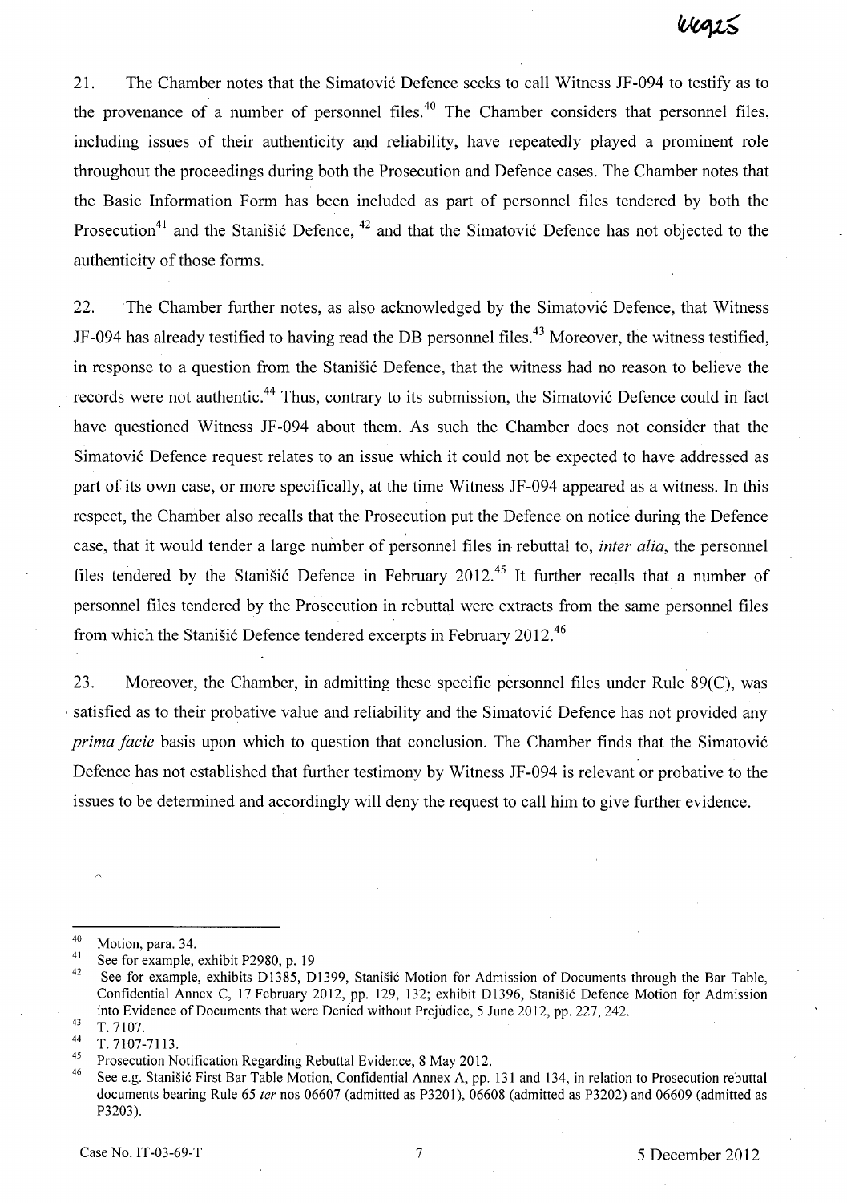21. The Chamber notes that the Simatović Defence seeks to call Witness JF-094 to testify as to the provenance of a number of personnel files.[40] The Chamber considers that personnel files, including issues of their authenticity and reliability, have repeatedly played a prominent role throughout the proceedings during both the Prosecution and Defence cases. The Chamber notes that the Basic Information Form has been included as part of personnel files tendered by both the Prosecution[41] and the Stanišić Defence,[42] and that the Simatović Defence has not objected to the authenticity of those forms.

22. The Chamber further notes, as also acknowledged by the Simatović Defence, that Witness JF-094 has already testified to having read the DB personnel files.[43] Moreover, the witness testified, in response to a question from the Stanišić Defence, that the witness had no reason to believe the records were not authentic.[44] Thus, contrary to its submission, the Simatović Defence could in fact have questioned Witness JF-094 about them. As such the Chamber does not consider that the Simatović Defence request relates to an issue which it could not be expected to have addressed as part of its own case, or more specifically, at the time Witness JF-094 appeared as a witness. In this respect, the Chamber also recalls that the Prosecution put the Defence on notice during the Defence case, that it would tender a large number of personnel files in rebuttal to, *inter alia*, the personnel files tendered by the Stanišić Defence in February 2012.[45] It further recalls that a number of personnel files tendered by the Prosecution in rebuttal were extracts from the same personnel files from which the Stanišić Defence tendered excerpts in February 2012.[46]

23. Moreover, the Chamber, in admitting these specific personnel files under Rule 89(C), was satisfied as to their probative value and reliability and the Simatović Defence has not provided any *prima facie* basis upon which to question that conclusion. The Chamber finds that the Simatović Defence has not established that further testimony by Witness JF-094 is relevant or probative to the issues to be determined and accordingly will deny the request to call him to give further evidence.

---

[40] Motion, para. 34.

[41] See for example, exhibit P2980, p. 19

[42] See for example, exhibits D1385, D1399, Stanišić Motion for Admission of Documents through the Bar Table, Confidential Annex C, 17 February 2012, pp. 129, 132; exhibit D1396, Stanišić Defence Motion for Admission into Evidence of Documents that were Denied without Prejudice, 5 June 2012, pp. 227, 242.

[43] T. 7107.

[44] T. 7107-7113.

[45] Prosecution Notification Regarding Rebuttal Evidence, 8 May 2012.

[46] See e.g. Stanišić First Bar Table Motion, Confidential Annex A, pp. 131 and 134, in relation to Prosecution rebuttal documents bearing Rule 65 *ter* nos 06607 (admitted as P3201), 06608 (admitted as P3202) and 06609 (admitted as P3203).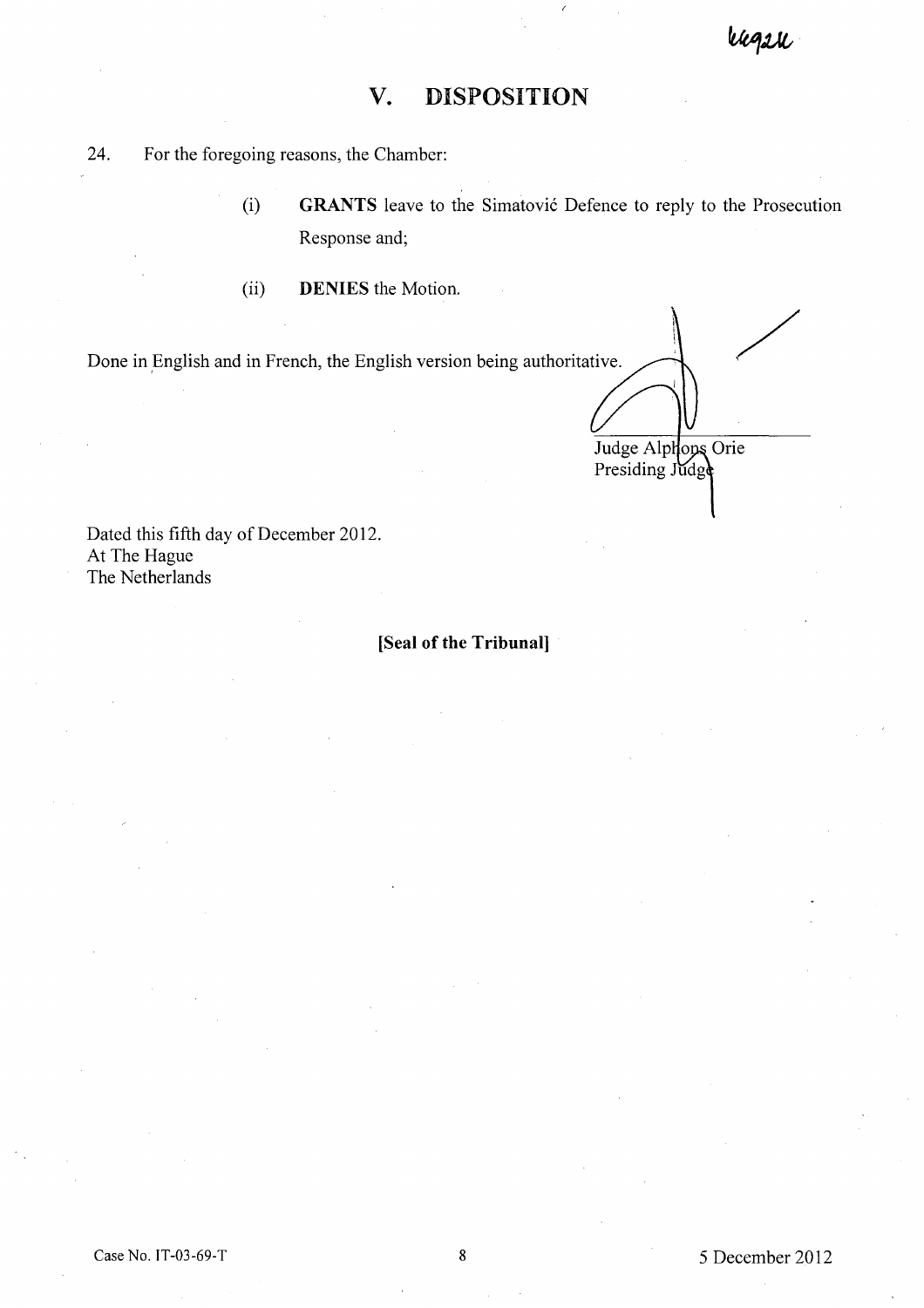## V. DISPOSITION

24. For the foregoing reasons, the Chamber:

(i) **GRANTS** leave to the Simatović Defence to reply to the Prosecution Response and;

(ii) **DENIES** the Motion.

Done in English and in French, the English version being authoritative.

Judge Alphons Orie
Presiding Judge

Dated this fifth day of December 2012.
At The Hague
The Netherlands

**[Seal of the Tribunal]**